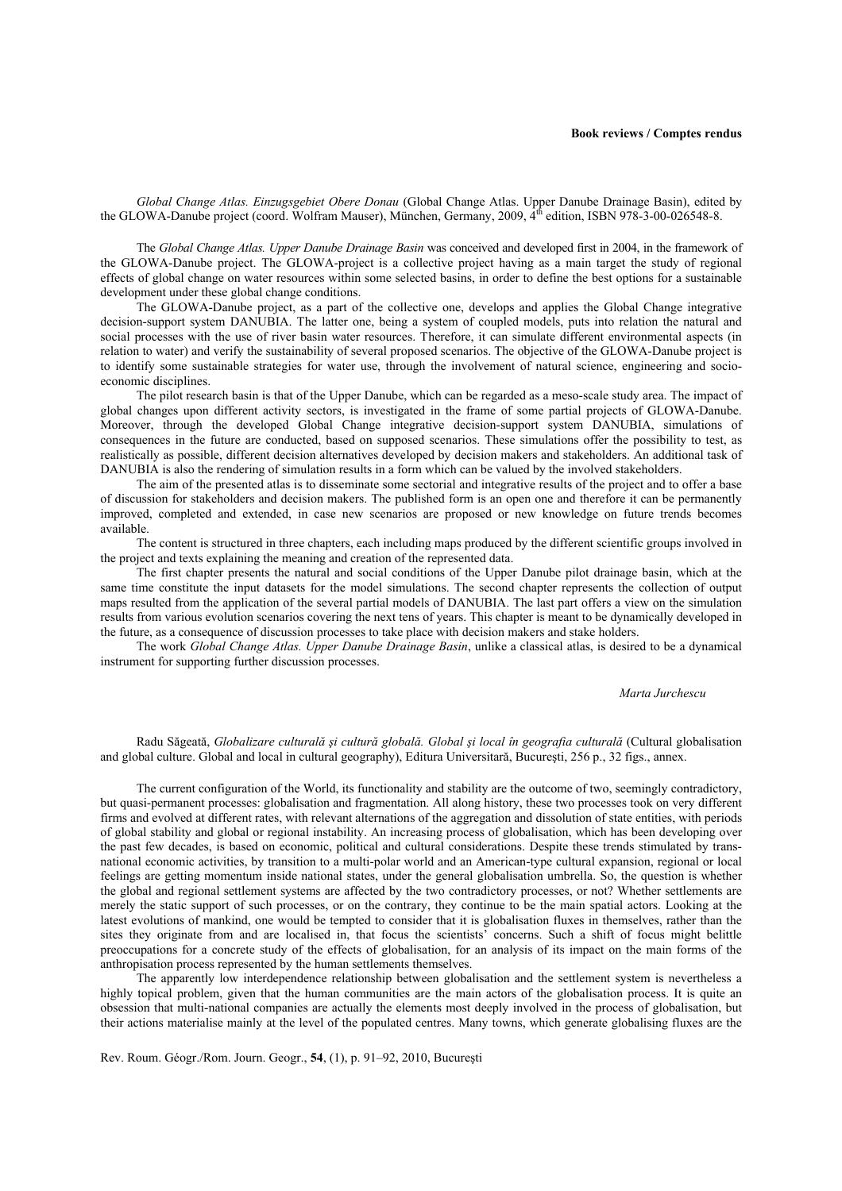**Book reviews / Comptes rendus**

*Global Change Atlas. Einzugsgebiet Obere Donau* (Global Change Atlas. Upper Danube Drainage Basin), edited by the GLOWA-Danube project (coord. Wolfram Mauser), München, Germany, 2009, 4th edition, ISBN 978-3-00-026548-8.

The *Global Change Atlas. Upper Danube Drainage Basin* was conceived and developed first in 2004, in the framework of the GLOWA-Danube project. The GLOWA-project is a collective project having as a main target the study of regional effects of global change on water resources within some selected basins, in order to define the best options for a sustainable development under these global change conditions.

The GLOWA-Danube project, as a part of the collective one, develops and applies the Global Change integrative decision-support system DANUBIA. The latter one, being a system of coupled models, puts into relation the natural and social processes with the use of river basin water resources. Therefore, it can simulate different environmental aspects (in relation to water) and verify the sustainability of several proposed scenarios. The objective of the GLOWA-Danube project is to identify some sustainable strategies for water use, through the involvement of natural science, engineering and socio-economic disciplines.

The pilot research basin is that of the Upper Danube, which can be regarded as a meso-scale study area. The impact of global changes upon different activity sectors, is investigated in the frame of some partial projects of GLOWA-Danube. Moreover, through the developed Global Change integrative decision-support system DANUBIA, simulations of consequences in the future are conducted, based on supposed scenarios. These simulations offer the possibility to test, as realistically as possible, different decision alternatives developed by decision makers and stakeholders. An additional task of DANUBIA is also the rendering of simulation results in a form which can be valued by the involved stakeholders.

The aim of the presented atlas is to disseminate some sectorial and integrative results of the project and to offer a base of discussion for stakeholders and decision makers. The published form is an open one and therefore it can be permanently improved, completed and extended, in case new scenarios are proposed or new knowledge on future trends becomes available.

The content is structured in three chapters, each including maps produced by the different scientific groups involved in the project and texts explaining the meaning and creation of the represented data.

The first chapter presents the natural and social conditions of the Upper Danube pilot drainage basin, which at the same time constitute the input datasets for the model simulations. The second chapter represents the collection of output maps resulted from the application of the several partial models of DANUBIA. The last part offers a view on the simulation results from various evolution scenarios covering the next tens of years. This chapter is meant to be dynamically developed in the future, as a consequence of discussion processes to take place with decision makers and stake holders.

The work *Global Change Atlas. Upper Danube Drainage Basin*, unlike a classical atlas, is desired to be a dynamical instrument for supporting further discussion processes.

*Marta Jurchescu*

Radu Săgeată, *Globalizare culturală şi cultură globală. Global şi local în geografia culturală* (Cultural globalisation and global culture. Global and local in cultural geography), Editura Universitară, Bucureşti, 256 p., 32 figs., annex.

The current configuration of the World, its functionality and stability are the outcome of two, seemingly contradictory, but quasi-permanent processes: globalisation and fragmentation. All along history, these two processes took on very different firms and evolved at different rates, with relevant alternations of the aggregation and dissolution of state entities, with periods of global stability and global or regional instability. An increasing process of globalisation, which has been developing over the past few decades, is based on economic, political and cultural considerations. Despite these trends stimulated by trans-national economic activities, by transition to a multi-polar world and an American-type cultural expansion, regional or local feelings are getting momentum inside national states, under the general globalisation umbrella. So, the question is whether the global and regional settlement systems are affected by the two contradictory processes, or not? Whether settlements are merely the static support of such processes, or on the contrary, they continue to be the main spatial actors. Looking at the latest evolutions of mankind, one would be tempted to consider that it is globalisation fluxes in themselves, rather than the sites they originate from and are localised in, that focus the scientists' concerns. Such a shift of focus might belittle preoccupations for a concrete study of the effects of globalisation, for an analysis of its impact on the main forms of the anthropisation process represented by the human settlements themselves.

The apparently low interdependence relationship between globalisation and the settlement system is nevertheless a highly topical problem, given that the human communities are the main actors of the globalisation process. It is quite an obsession that multi-national companies are actually the elements most deeply involved in the process of globalisation, but their actions materialise mainly at the level of the populated centres. Many towns, which generate globalising fluxes are the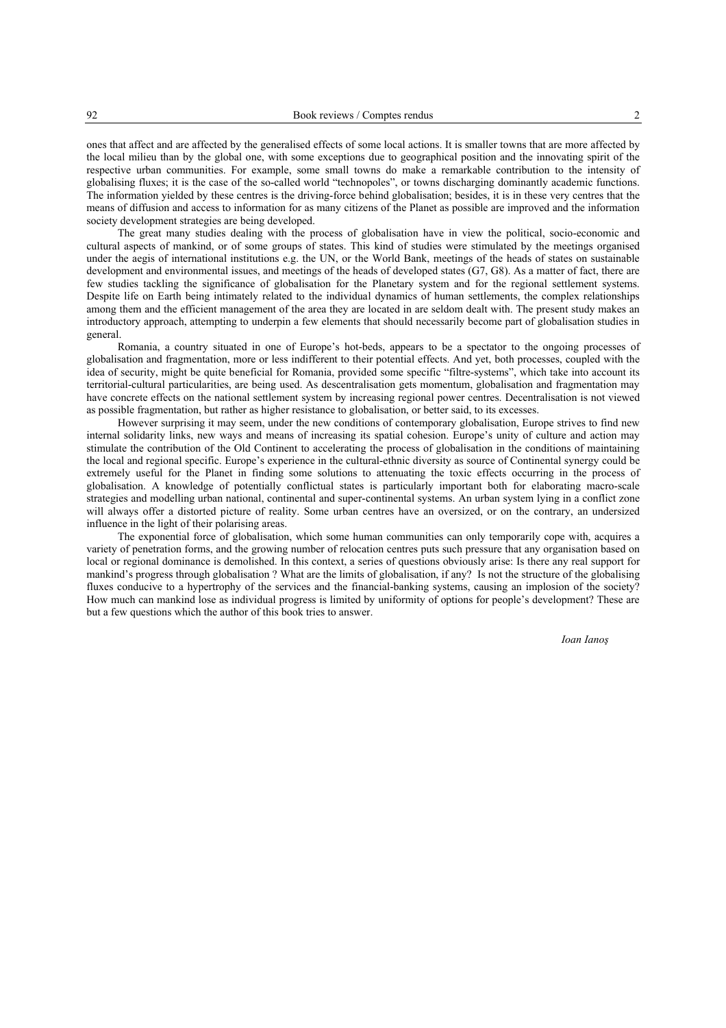ones that affect and are affected by the generalised effects of some local actions. It is smaller towns that are more affected by the local milieu than by the global one, with some exceptions due to geographical position and the innovating spirit of the respective urban communities. For example, some small towns do make a remarkable contribution to the intensity of globalising fluxes; it is the case of the so-called world "technopoles", or towns discharging dominantly academic functions. The information yielded by these centres is the driving-force behind globalisation; besides, it is in these very centres that the means of diffusion and access to information for as many citizens of the Planet as possible are improved and the information society development strategies are being developed.

The great many studies dealing with the process of globalisation have in view the political, socio-economic and cultural aspects of mankind, or of some groups of states. This kind of studies were stimulated by the meetings organised under the aegis of international institutions e.g. the UN, or the World Bank, meetings of the heads of states on sustainable development and environmental issues, and meetings of the heads of developed states (G7, G8). As a matter of fact, there are few studies tackling the significance of globalisation for the Planetary system and for the regional settlement systems. Despite life on Earth being intimately related to the individual dynamics of human settlements, the complex relationships among them and the efficient management of the area they are located in are seldom dealt with. The present study makes an introductory approach, attempting to underpin a few elements that should necessarily become part of globalisation studies in general.

Romania, a country situated in one of Europe's hot-beds, appears to be a spectator to the ongoing processes of globalisation and fragmentation, more or less indifferent to their potential effects. And yet, both processes, coupled with the idea of security, might be quite beneficial for Romania, provided some specific "filtre-systems", which take into account its territorial-cultural particularities, are being used. As descentralisation gets momentum, globalisation and fragmentation may have concrete effects on the national settlement system by increasing regional power centres. Decentralisation is not viewed as possible fragmentation, but rather as higher resistance to globalisation, or better said, to its excesses.

However surprising it may seem, under the new conditions of contemporary globalisation, Europe strives to find new internal solidarity links, new ways and means of increasing its spatial cohesion. Europe's unity of culture and action may stimulate the contribution of the Old Continent to accelerating the process of globalisation in the conditions of maintaining the local and regional specific. Europe's experience in the cultural-ethnic diversity as source of Continental synergy could be extremely useful for the Planet in finding some solutions to attenuating the toxic effects occurring in the process of globalisation. A knowledge of potentially conflictual states is particularly important both for elaborating macro-scale strategies and modelling urban national, continental and super-continental systems. An urban system lying in a conflict zone will always offer a distorted picture of reality. Some urban centres have an oversized, or on the contrary, an undersized influence in the light of their polarising areas.

The exponential force of globalisation, which some human communities can only temporarily cope with, acquires a variety of penetration forms, and the growing number of relocation centres puts such pressure that any organisation based on local or regional dominance is demolished. In this context, a series of questions obviously arise: Is there any real support for mankind's progress through globalisation ? What are the limits of globalisation, if any? Is not the structure of the globalising fluxes conducive to a hypertrophy of the services and the financial-banking systems, causing an implosion of the society? How much can mankind lose as individual progress is limited by uniformity of options for people's development? These are but a few questions which the author of this book tries to answer.

*Ioan Ianoş*